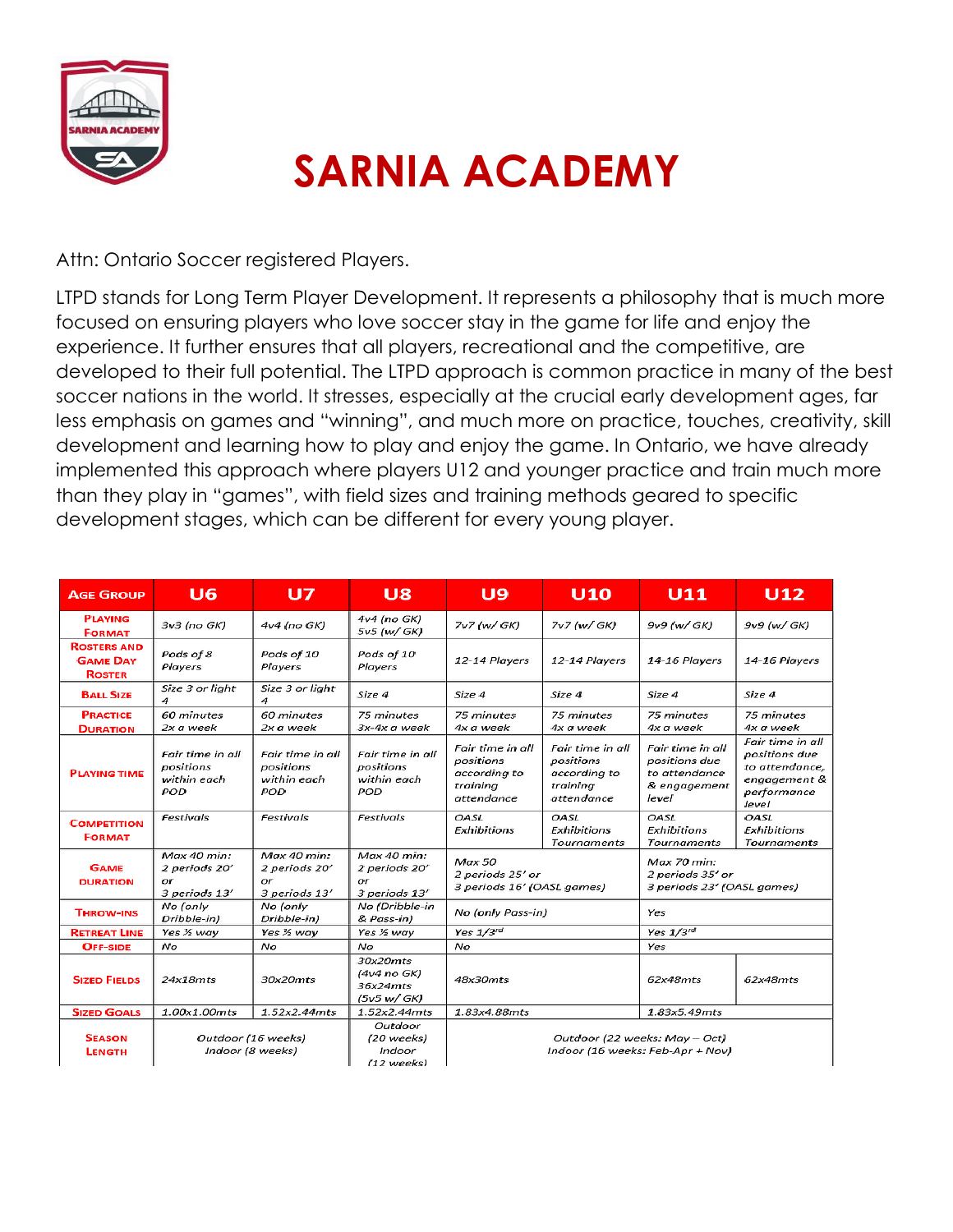# SARNIA ACADEMY

Attn: Ontario Soccer registered Players.

LTPD stands for Long Term Player Development. It represents a philosophy that is much more focused on ensuring players who love soccer stay in the game for life and enjoy the experience. It further ensures that all players, recreational and the competitive, are developed to their full potential. The LTPD approach is common practice in many of the best soccer nations in the world. It stresses, especially at the crucial early development ages, far less emphasis on games and "winning", and much more on practice, touches, creativity, skill development and learning how to play and enjoy the game. In Ontario, we have already implemented this approach where players U12 and younger practice and train much more than they play in "games", with field sizes and training methods geared to specific development stages, which can be different for every young player.

| Age Group | U6 | U7 | U8 | U9 | U10 | U11 | U12 |
|---|---|---|---|---|---|---|---|
| Playing Format | 3v3 (no GK) | 4v4 (no GK) | 4v4 (no GK) 5v5 (w/ GK) | 7v7 (w/ GK) | 7v7 (w/ GK) | 9v9 (w/ GK) | 9v9 (w/ GK) |
| Rosters and Game Day Roster | Pods of 8 Players | Pods of 10 Players | Pods of 10 Players | 12-14 Players | 12-14 Players | 14-16 Players | 14-16 Players |
| Ball Size | Size 3 or light 4 | Size 3 or light 4 | Size 4 | Size 4 | Size 4 | Size 4 | Size 4 |
| Practice Duration | 60 minutes 2x a week | 60 minutes 2x a week | 75 minutes 3x-4x a week | 75 minutes 4x a week | 75 minutes 4x a week | 75 minutes 4x a week | 75 minutes 4x a week |
| Playing Time | Fair time in all positions within each POD | Fair time in all positions within each POD | Fair time in all positions within each POD | Fair time in all positions according to training attendance | Fair time in all positions according to training attendance | Fair time in all positions due to attendance & engagement level | Fair time in all positions due to attendance, engagement & performance level |
| Competition Format | Festivals | Festivals | Festivals | OASL Exhibitions | OASL Exhibitions Tournaments | OASL Exhibitions Tournaments | OASL Exhibitions Tournaments |
| Game Duration | Max 40 min: 2 periods 20' or 3 periods 13' | Max 40 min: 2 periods 20' or 3 periods 13' | Max 40 min: 2 periods 20' or 3 periods 13' | Max 50 2 periods 25' or 3 periods 16' (OASL games) | | Max 70 min: 2 periods 35' or 3 periods 23' (OASL games) | |
| Throw-ins | No (only Dribble-in) | No (only Dribble-in) | No (Dribble-in & Pass-in) | No (only Pass-in) | | Yes | |
| Retreat Line | Yes ½ way | Yes ½ way | Yes ½ way | Yes 1/3rd | | Yes 1/3rd | |
| Off-side | No | No | No | No | | Yes | |
| Sized Fields | 24x18mts | 30x20mts | 30x20mts (4v4 no GK) 36x24mts (5v5 w/ GK) | 48x30mts | | 62x48mts | 62x48mts |
| Sized Goals | 1.00x1.00mts | 1.52x2.44mts | 1.52x2.44mts | 1.83x4.88mts | | 1.83x5.49mts | |
| Season Length | Outdoor (16 weeks) Indoor (8 weeks) | | Outdoor (20 weeks) Indoor (12 weeks) | Outdoor (22 weeks: May – Oct) Indoor (16 weeks: Feb-Apr + Nov) | | | |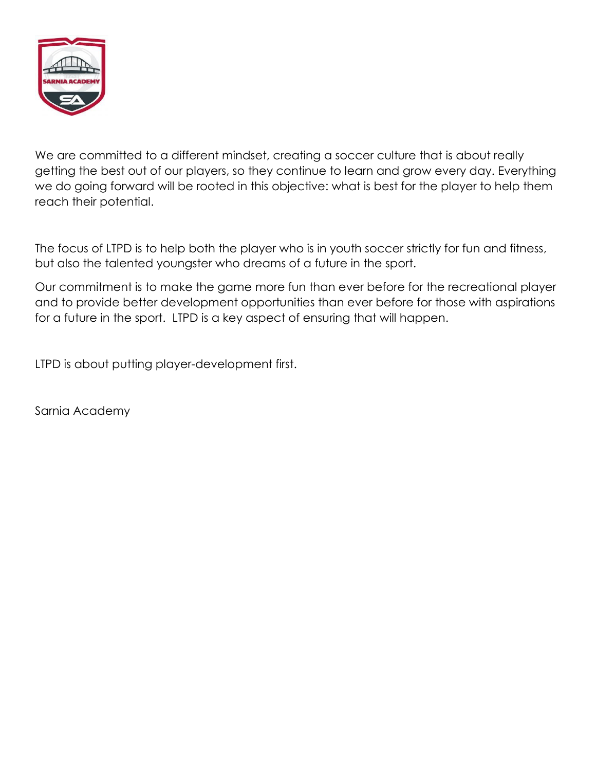We are committed to a different mindset, creating a soccer culture that is about really getting the best out of our players, so they continue to learn and grow every day. Everything we do going forward will be rooted in this objective: what is best for the player to help them reach their potential.

The focus of LTPD is to help both the player who is in youth soccer strictly for fun and fitness, but also the talented youngster who dreams of a future in the sport.

Our commitment is to make the game more fun than ever before for the recreational player and to provide better development opportunities than ever before for those with aspirations for a future in the sport. LTPD is a key aspect of ensuring that will happen.

LTPD is about putting player-development first.

Sarnia Academy